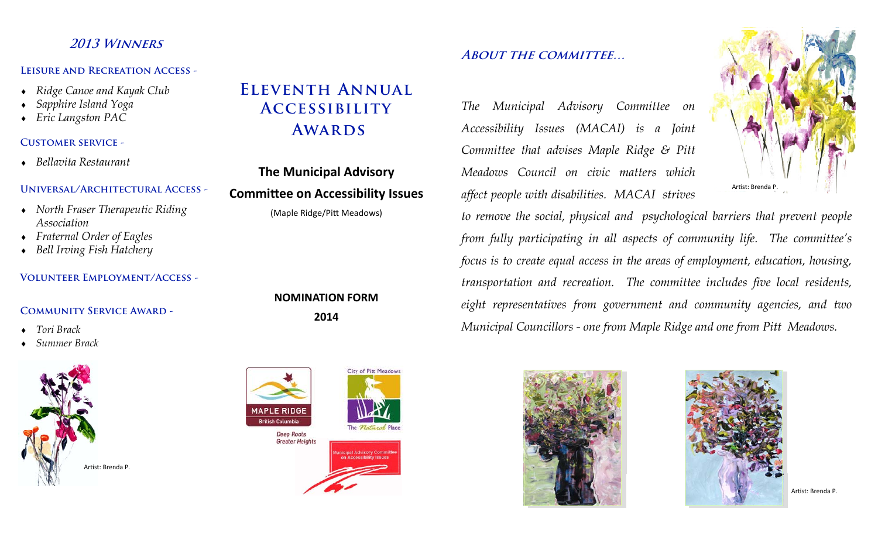## 2013 Winners

### Leisure and Recreation Access -

- *Ridge Canoe and Kayak Club*
- *Sapphire Island Yoga*
- *Eric Langston PAC*

### Customer Service -

- *Bellavita Restaurant*

### Universal/Architectural Access -

- *North Fraser Therapeutic Riding Association*
- *Fraternal Order of Eagles*
- *Bell Irving Fish Hatchery*

### Volunteer Employment/Access -

### Community Service Award -

- *Tori Brack*
- *Summer Brack*

Artist: Brenda P.

# Eleventh Annual Accessibility Awards

**The Municipal Advisory Committee on Accessibility Issues**

(Maple Ridge/Pitt Meadows)

**NOMINATION FORM**

**2014**

MAPLE RIDGE British Columbia

Deep Roots Greater Heights

City of Pitt Meadows

The Natural Place

Municipal Advisory Committee on Accessibility Issues

## About the Committee...

*The Municipal Advisory Committee on Accessibility Issues (MACAI) is a Joint Committee that advises Maple Ridge & Pitt Meadows Council on civic matters which affect people with disabilities. MACAI strives to remove the social, physical and psychological barriers that prevent people from fully participating in all aspects of community life. The committee's focus is to create equal access in the areas of employment, education, housing, transportation and recreation. The committee includes five local residents, eight representatives from government and community agencies, and two Municipal Councillors - one from Maple Ridge and one from Pitt Meadows.*

Artist: Brenda P.

Artist: Brenda P.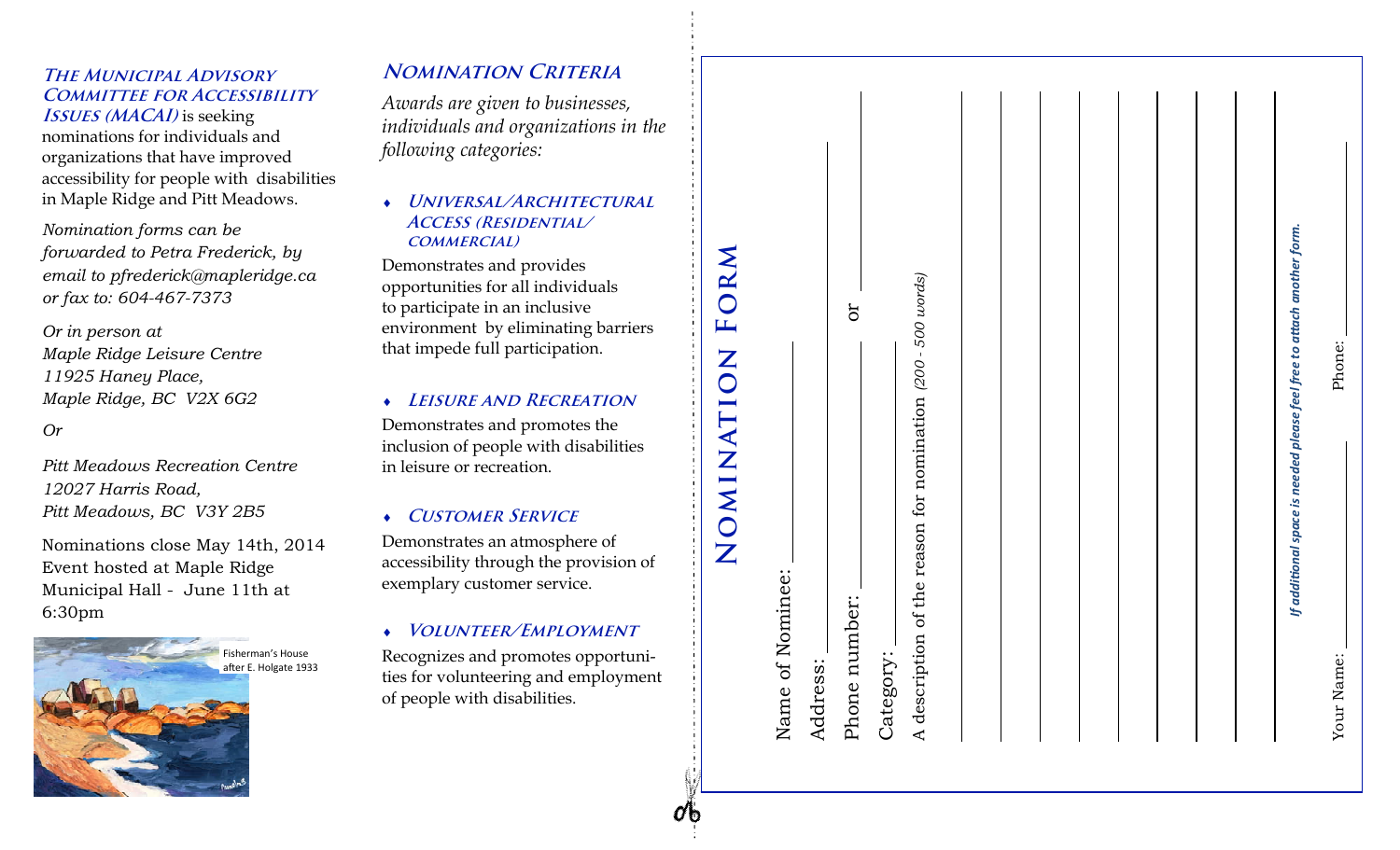### The Municipal Advisory Committee for Accessibility Issues (MACAI)

***The Municipal Advisory Committee for Accessibility Issues (MACAI)*** is seeking nominations for individuals and organizations that have improved accessibility for people with disabilities in Maple Ridge and Pitt Meadows.

*Nomination forms can be forwarded to Petra Frederick, by email to pfrederick@mapleridge.ca or fax to: 604-467-7373*

*Or in person at*
*Maple Ridge Leisure Centre*
*11925 Haney Place,*
*Maple Ridge, BC V2X 6G2*

*Or*

*Pitt Meadows Recreation Centre*
*12027 Harris Road,*
*Pitt Meadows, BC V3Y 2B5*

Nominations close May 14th, 2014
Event hosted at Maple Ridge Municipal Hall - June 11th at 6:30pm

Fisherman's House
after E. Holgate 1933

## Nomination Criteria

*Awards are given to businesses, individuals and organizations in the following categories:*

- ***Universal/Architectural Access (Residential/ Commercial)***

Demonstrates and provides opportunities for all individuals to participate in an inclusive environment by eliminating barriers that impede full participation.

- ***Leisure and Recreation***

Demonstrates and promotes the inclusion of people with disabilities in leisure or recreation.

- ***Customer Service***

Demonstrates an atmosphere of accessibility through the provision of exemplary customer service.

- ***Volunteer/Employment***

Recognizes and promotes opportunities for volunteering and employment of people with disabilities.

## Nomination Form

Name of Nominee: ______________________

Address: ______________________

Phone number: ______________ or ______________

Category: ______________________

A description of the reason for nomination *(200 - 500 words)*

______________________

______________________

______________________

______________________

______________________

______________________

______________________

______________________

***If additional space is needed please feel free to attach another form.***

Your Name: ______________ Phone: ______________